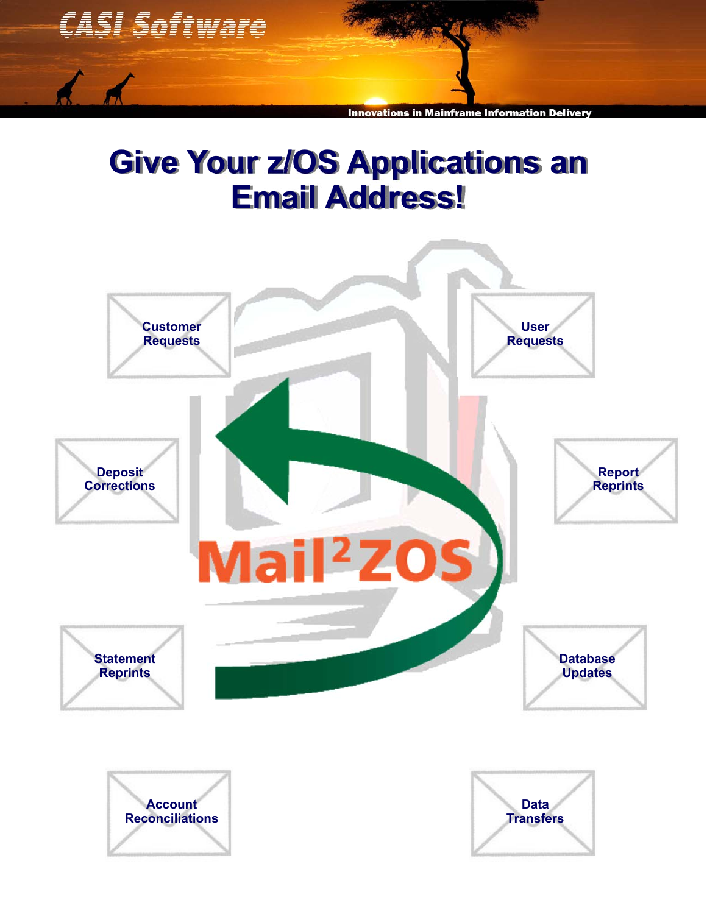CASI Software

Innovations in Mainframe Information Delivery

# Give Your z/OS Applications an Email Address!

Customer Requests

User Requests

Deposit Corrections

Report Reprints

Mail²ZOS

Statement Reprints

Database Updates

Account Reconciliations

Data Transfers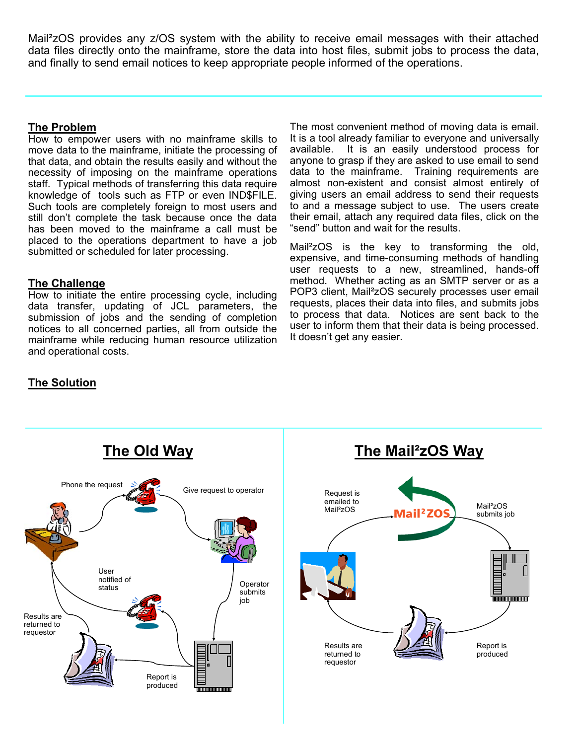Mail²zOS provides any z/OS system with the ability to receive email messages with their attached data files directly onto the mainframe, store the data into host files, submit jobs to process the data, and finally to send email notices to keep appropriate people informed of the operations.

## The Problem

How to empower users with no mainframe skills to move data to the mainframe, initiate the processing of that data, and obtain the results easily and without the necessity of imposing on the mainframe operations staff. Typical methods of transferring this data require knowledge of tools such as FTP or even IND$FILE. Such tools are completely foreign to most users and still don't complete the task because once the data has been moved to the mainframe a call must be placed to the operations department to have a job submitted or scheduled for later processing.

## The Challenge

How to initiate the entire processing cycle, including data transfer, updating of JCL parameters, the submission of jobs and the sending of completion notices to all concerned parties, all from outside the mainframe while reducing human resource utilization and operational costs.

The most convenient method of moving data is email. It is a tool already familiar to everyone and universally available. It is an easily understood process for anyone to grasp if they are asked to use email to send data to the mainframe. Training requirements are almost non-existent and consist almost entirely of giving users an email address to send their requests to and a message subject to use. The users create their email, attach any required data files, click on the "send" button and wait for the results.

Mail²zOS is the key to transforming the old, expensive, and time-consuming methods of handling user requests to a new, streamlined, hands-off method. Whether acting as an SMTP server or as a POP3 client, Mail²zOS securely processes user email requests, places their data into files, and submits jobs to process that data. Notices are sent back to the user to inform them that their data is being processed. It doesn't get any easier.

## The Solution

### The Old Way

Phone the request

Give request to operator

Operator submits job

Report is produced

Results are returned to requestor

User notified of status

### The Mail²zOS Way

Request is emailed to Mail²zOS

Mail²zOS submits job

Report is produced

Results are returned to requestor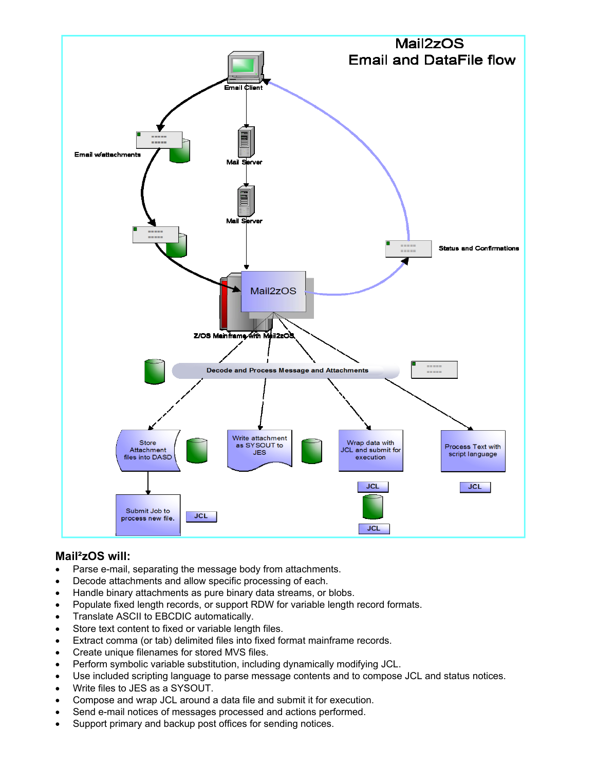## Mail2zOS Email and DataFile flow

### Mail²zOS will:

- Parse e-mail, separating the message body from attachments.
- Decode attachments and allow specific processing of each.
- Handle binary attachments as pure binary data streams, or blobs.
- Populate fixed length records, or support RDW for variable length record formats.
- Translate ASCII to EBCDIC automatically.
- Store text content to fixed or variable length files.
- Extract comma (or tab) delimited files into fixed format mainframe records.
- Create unique filenames for stored MVS files.
- Perform symbolic variable substitution, including dynamically modifying JCL.
- Use included scripting language to parse message contents and to compose JCL and status notices.
- Write files to JES as a SYSOUT.
- Compose and wrap JCL around a data file and submit it for execution.
- Send e-mail notices of messages processed and actions performed.
- Support primary and backup post offices for sending notices.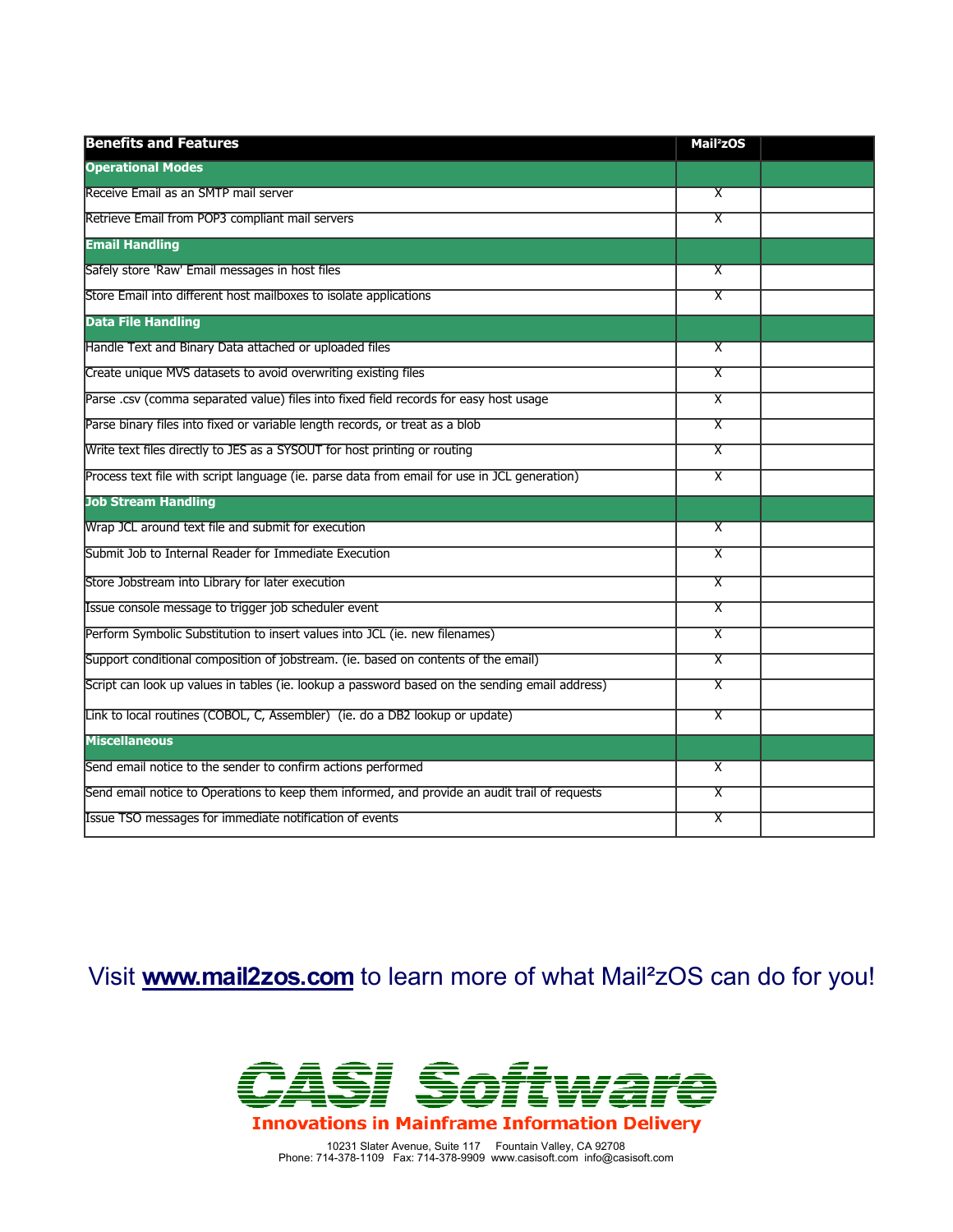| Benefits and Features | Mail²zOS | |
|---|---|---|
| **Operational Modes** | | |
| Receive Email as an SMTP mail server | X | |
| Retrieve Email from POP3 compliant mail servers | X | |
| **Email Handling** | | |
| Safely store 'Raw' Email messages in host files | X | |
| Store Email into different host mailboxes to isolate applications | X | |
| **Data File Handling** | | |
| Handle Text and Binary Data attached or uploaded files | X | |
| Create unique MVS datasets to avoid overwriting existing files | X | |
| Parse .csv (comma separated value) files into fixed field records for easy host usage | X | |
| Parse binary files into fixed or variable length records, or treat as a blob | X | |
| Write text files directly to JES as a SYSOUT for host printing or routing | X | |
| Process text file with script language (ie. parse data from email for use in JCL generation) | X | |
| **Job Stream Handling** | | |
| Wrap JCL around text file and submit for execution | X | |
| Submit Job to Internal Reader for Immediate Execution | X | |
| Store Jobstream into Library for later execution | X | |
| Issue console message to trigger job scheduler event | X | |
| Perform Symbolic Substitution to insert values into JCL (ie. new filenames) | X | |
| Support conditional composition of jobstream. (ie. based on contents of the email) | X | |
| Script can look up values in tables (ie. lookup a password based on the sending email address) | X | |
| Link to local routines (COBOL, C, Assembler) (ie. do a DB2 lookup or update) | X | |
| **Miscellaneous** | | |
| Send email notice to the sender to confirm actions performed | X | |
| Send email notice to Operations to keep them informed, and provide an audit trail of requests | X | |
| Issue TSO messages for immediate notification of events | X | |

Visit **www.mail2zos.com** to learn more of what Mail²zOS can do for you!

**CASI Software**

**Innovations in Mainframe Information Delivery**

10231 Slater Avenue, Suite 117 Fountain Valley, CA 92708
Phone: 714-378-1109 Fax: 714-378-9909 www.casisoft.com info@casisoft.com